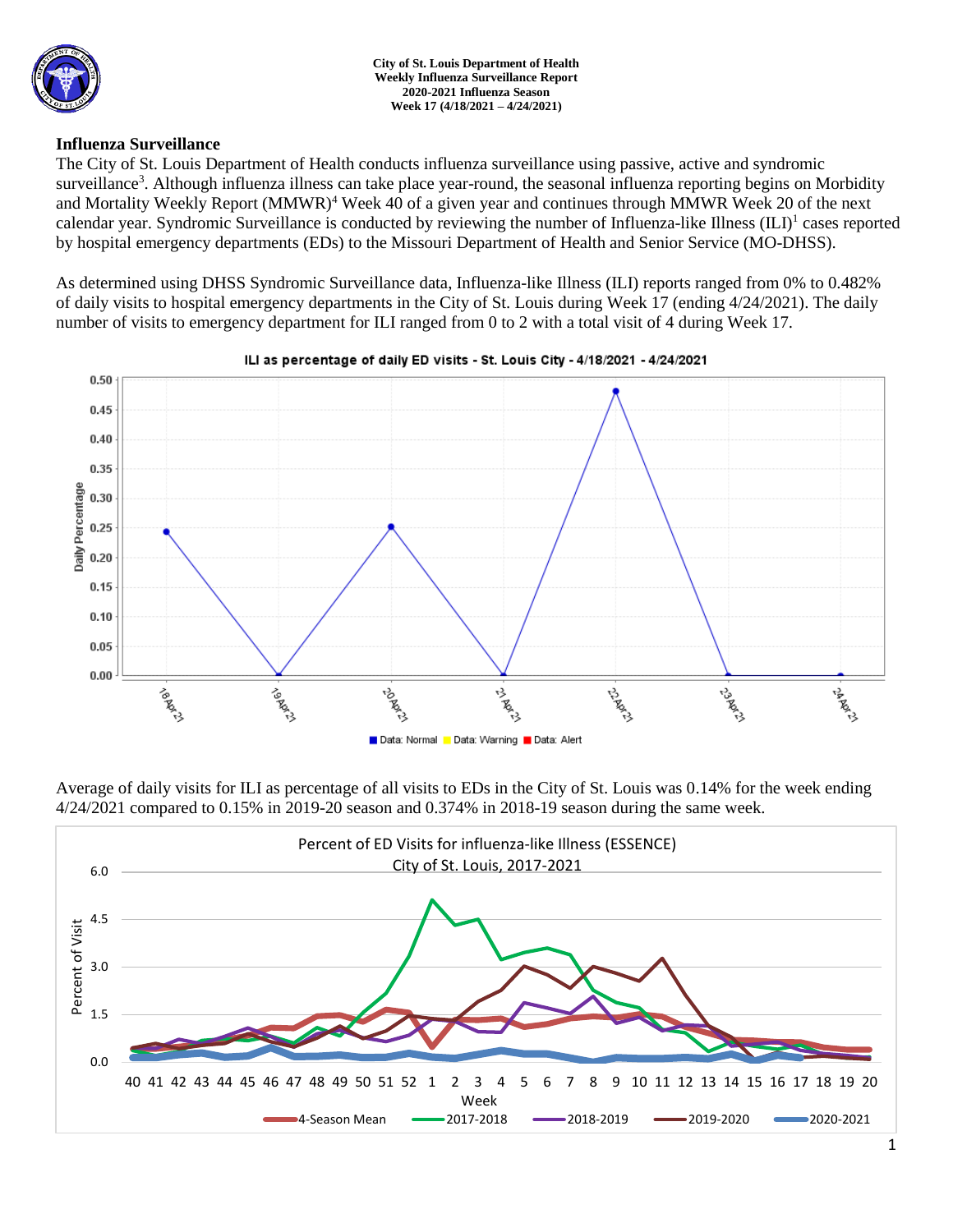**City of St. Louis Department of Health**
**Weekly Influenza Surveillance Report**
**2020-2021 Influenza Season**
**Week 17 (4/18/2021 – 4/24/2021)**

## Influenza Surveillance

The City of St. Louis Department of Health conducts influenza surveillance using passive, active and syndromic surveillance[3]. Although influenza illness can take place year-round, the seasonal influenza reporting begins on Morbidity and Mortality Weekly Report (MMWR)[4] Week 40 of a given year and continues through MMWR Week 20 of the next calendar year. Syndromic Surveillance is conducted by reviewing the number of Influenza-like Illness (ILI)[1] cases reported by hospital emergency departments (EDs) to the Missouri Department of Health and Senior Service (MO-DHSS).

As determined using DHSS Syndromic Surveillance data, Influenza-like Illness (ILI) reports ranged from 0% to 0.482% of daily visits to hospital emergency departments in the City of St. Louis during Week 17 (ending 4/24/2021). The daily number of visits to emergency department for ILI ranged from 0 to 2 with a total visit of 4 during Week 17.

Average of daily visits for ILI as percentage of all visits to EDs in the City of St. Louis was 0.14% for the week ending 4/24/2021 compared to 0.15% in 2019-20 season and 0.374% in 2018-19 season during the same week.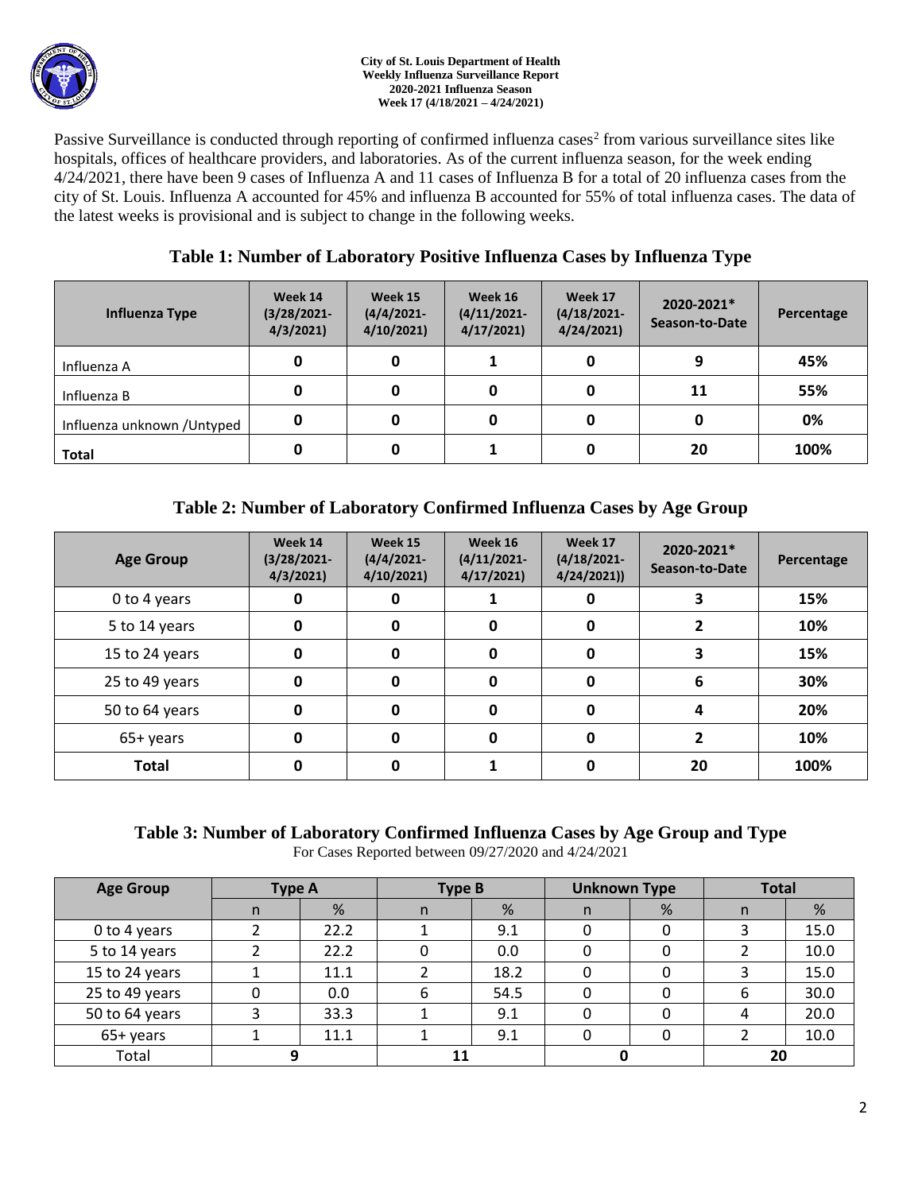Passive Surveillance is conducted through reporting of confirmed influenza cases[2] from various surveillance sites like hospitals, offices of healthcare providers, and laboratories. As of the current influenza season, for the week ending 4/24/2021, there have been 9 cases of Influenza A and 11 cases of Influenza B for a total of 20 influenza cases from the city of St. Louis. Influenza A accounted for 45% and influenza B accounted for 55% of total influenza cases. The data of the latest weeks is provisional and is subject to change in the following weeks.

## Table 1: Number of Laboratory Positive Influenza Cases by Influenza Type

| Influenza Type | Week 14 (3/28/2021-4/3/2021) | Week 15 (4/4/2021-4/10/2021) | Week 16 (4/11/2021-4/17/2021) | Week 17 (4/18/2021-4/24/2021) | 2020-2021* Season-to-Date | Percentage |
|---|---|---|---|---|---|---|
| Influenza A | 0 | 0 | 1 | 0 | 9 | 45% |
| Influenza B | 0 | 0 | 0 | 0 | 11 | 55% |
| Influenza unknown /Untyped | 0 | 0 | 0 | 0 | 0 | 0% |
| **Total** | 0 | 0 | 1 | 0 | 20 | 100% |

## Table 2: Number of Laboratory Confirmed Influenza Cases by Age Group

| Age Group | Week 14 (3/28/2021-4/3/2021) | Week 15 (4/4/2021-4/10/2021) | Week 16 (4/11/2021-4/17/2021) | Week 17 (4/18/2021-4/24/2021)) | 2020-2021* Season-to-Date | Percentage |
|---|---|---|---|---|---|---|
| 0 to 4 years | 0 | 0 | 1 | 0 | 3 | 15% |
| 5 to 14 years | 0 | 0 | 0 | 0 | 2 | 10% |
| 15 to 24 years | 0 | 0 | 0 | 0 | 3 | 15% |
| 25 to 49 years | 0 | 0 | 0 | 0 | 6 | 30% |
| 50 to 64 years | 0 | 0 | 0 | 0 | 4 | 20% |
| 65+ years | 0 | 0 | 0 | 0 | 2 | 10% |
| **Total** | 0 | 0 | 1 | 0 | 20 | 100% |

## Table 3: Number of Laboratory Confirmed Influenza Cases by Age Group and Type

For Cases Reported between 09/27/2020 and 4/24/2021

| Age Group | Type A | | Type B | | Unknown Type | | Total | |
|---|---|---|---|---|---|---|---|---|
| | n | % | n | % | n | % | n | % |
| 0 to 4 years | 2 | 22.2 | 1 | 9.1 | 0 | 0 | 3 | 15.0 |
| 5 to 14 years | 2 | 22.2 | 0 | 0.0 | 0 | 0 | 2 | 10.0 |
| 15 to 24 years | 1 | 11.1 | 2 | 18.2 | 0 | 0 | 3 | 15.0 |
| 25 to 49 years | 0 | 0.0 | 6 | 54.5 | 0 | 0 | 6 | 30.0 |
| 50 to 64 years | 3 | 33.3 | 1 | 9.1 | 0 | 0 | 4 | 20.0 |
| 65+ years | 1 | 11.1 | 1 | 9.1 | 0 | 0 | 2 | 10.0 |
| Total | 9 | | 11 | | 0 | | 20 | |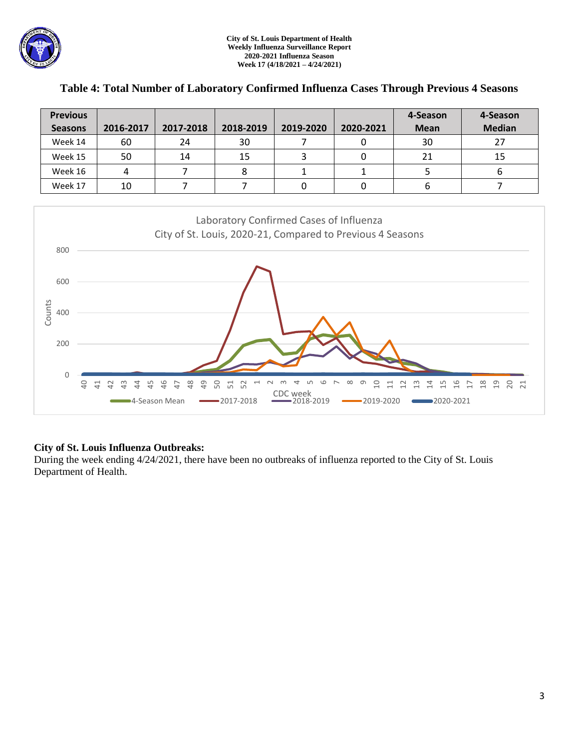## Table 4: Total Number of Laboratory Confirmed Influenza Cases Through Previous 4 Seasons

| Previous Seasons | 2016-2017 | 2017-2018 | 2018-2019 | 2019-2020 | 2020-2021 | 4-Season Mean | 4-Season Median |
|---|---|---|---|---|---|---|---|
| Week 14 | 60 | 24 | 30 | 7 | 0 | 30 | 27 |
| Week 15 | 50 | 14 | 15 | 3 | 0 | 21 | 15 |
| Week 16 | 4 | 7 | 8 | 1 | 1 | 5 | 6 |
| Week 17 | 10 | 7 | 7 | 0 | 0 | 6 | 7 |

**City of St. Louis Influenza Outbreaks:**

During the week ending 4/24/2021, there have been no outbreaks of influenza reported to the City of St. Louis Department of Health.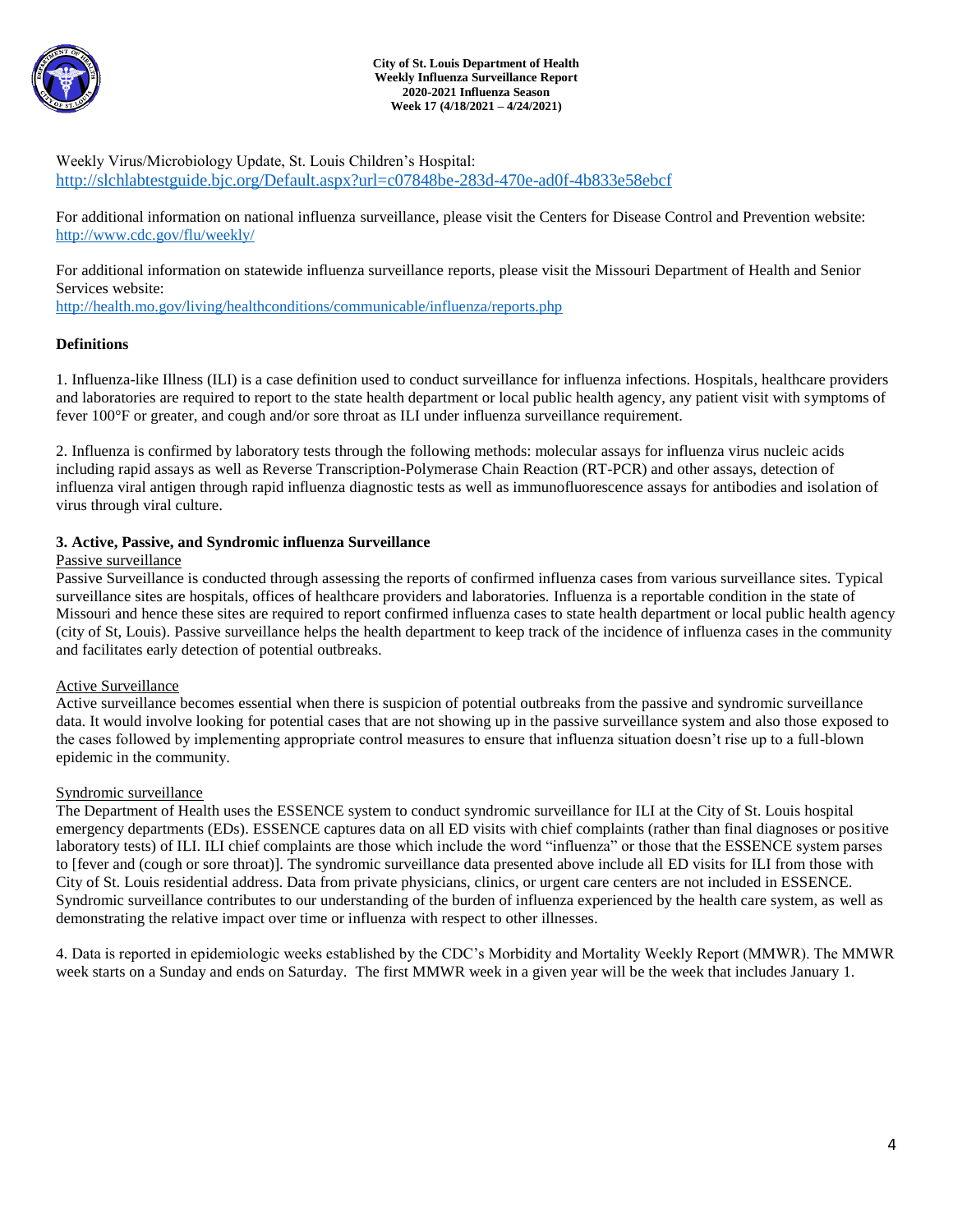Weekly Virus/Microbiology Update, St. Louis Children's Hospital:
http://slchlabtestguide.bjc.org/Default.aspx?url=c07848be-283d-470e-ad0f-4b833e58ebcf

For additional information on national influenza surveillance, please visit the Centers for Disease Control and Prevention website:
http://www.cdc.gov/flu/weekly/

For additional information on statewide influenza surveillance reports, please visit the Missouri Department of Health and Senior Services website:
http://health.mo.gov/living/healthconditions/communicable/influenza/reports.php

**Definitions**

1. Influenza-like Illness (ILI) is a case definition used to conduct surveillance for influenza infections. Hospitals, healthcare providers and laboratories are required to report to the state health department or local public health agency, any patient visit with symptoms of fever 100°F or greater, and cough and/or sore throat as ILI under influenza surveillance requirement.

2. Influenza is confirmed by laboratory tests through the following methods: molecular assays for influenza virus nucleic acids including rapid assays as well as Reverse Transcription-Polymerase Chain Reaction (RT-PCR) and other assays, detection of influenza viral antigen through rapid influenza diagnostic tests as well as immunofluorescence assays for antibodies and isolation of virus through viral culture.

**3. Active, Passive, and Syndromic influenza Surveillance**

Passive surveillance

Passive Surveillance is conducted through assessing the reports of confirmed influenza cases from various surveillance sites. Typical surveillance sites are hospitals, offices of healthcare providers and laboratories. Influenza is a reportable condition in the state of Missouri and hence these sites are required to report confirmed influenza cases to state health department or local public health agency (city of St, Louis). Passive surveillance helps the health department to keep track of the incidence of influenza cases in the community and facilitates early detection of potential outbreaks.

Active Surveillance

Active surveillance becomes essential when there is suspicion of potential outbreaks from the passive and syndromic surveillance data. It would involve looking for potential cases that are not showing up in the passive surveillance system and also those exposed to the cases followed by implementing appropriate control measures to ensure that influenza situation doesn't rise up to a full-blown epidemic in the community.

Syndromic surveillance

The Department of Health uses the ESSENCE system to conduct syndromic surveillance for ILI at the City of St. Louis hospital emergency departments (EDs). ESSENCE captures data on all ED visits with chief complaints (rather than final diagnoses or positive laboratory tests) of ILI. ILI chief complaints are those which include the word "influenza" or those that the ESSENCE system parses to [fever and (cough or sore throat)]. The syndromic surveillance data presented above include all ED visits for ILI from those with City of St. Louis residential address. Data from private physicians, clinics, or urgent care centers are not included in ESSENCE. Syndromic surveillance contributes to our understanding of the burden of influenza experienced by the health care system, as well as demonstrating the relative impact over time or influenza with respect to other illnesses.

4. Data is reported in epidemiologic weeks established by the CDC's Morbidity and Mortality Weekly Report (MMWR). The MMWR week starts on a Sunday and ends on Saturday. The first MMWR week in a given year will be the week that includes January 1.